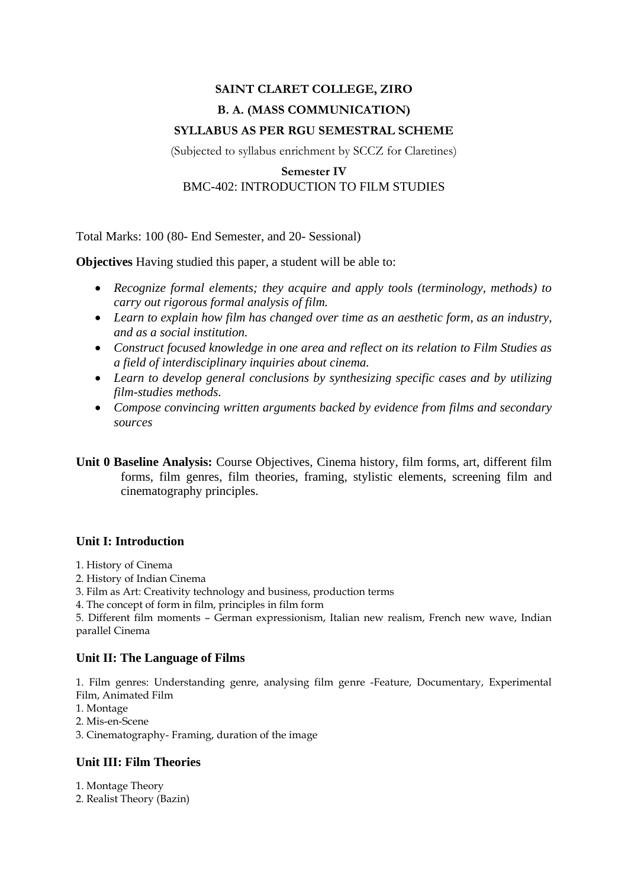**SAINT CLARET COLLEGE, ZIRO**

**B. A. (MASS COMMUNICATION)**

**SYLLABUS AS PER RGU SEMESTRAL SCHEME**

(Subjected to syllabus enrichment by SCCZ for Claretines)

**Semester IV**

BMC-402: INTRODUCTION TO FILM STUDIES

Total Marks: 100 (80- End Semester, and 20- Sessional)

**Objectives** Having studied this paper, a student will be able to:

- *Recognize formal elements; they acquire and apply tools (terminology, methods) to carry out rigorous formal analysis of film.*
- *Learn to explain how film has changed over time as an aesthetic form, as an industry, and as a social institution.*
- *Construct focused knowledge in one area and reflect on its relation to Film Studies as a field of interdisciplinary inquiries about cinema.*
- *Learn to develop general conclusions by synthesizing specific cases and by utilizing film-studies methods.*
- *Compose convincing written arguments backed by evidence from films and secondary sources*

**Unit 0 Baseline Analysis:** Course Objectives, Cinema history, film forms, art, different film forms, film genres, film theories, framing, stylistic elements, screening film and cinematography principles.

### Unit I: Introduction

1. History of Cinema
2. History of Indian Cinema
3. Film as Art: Creativity technology and business, production terms
4. The concept of form in film, principles in film form
5. Different film moments – German expressionism, Italian new realism, French new wave, Indian parallel Cinema

### Unit II: The Language of Films

1. Film genres: Understanding genre, analysing film genre -Feature, Documentary, Experimental Film, Animated Film
1. Montage
2. Mis-en-Scene
3. Cinematography- Framing, duration of the image

### Unit III: Film Theories

1. Montage Theory
2. Realist Theory (Bazin)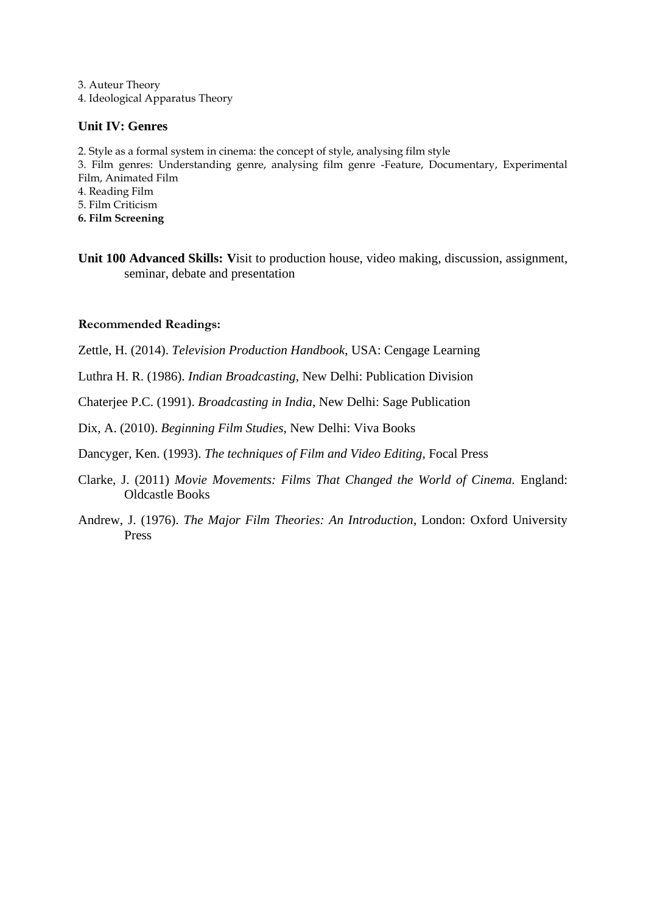3. Auteur Theory
4. Ideological Apparatus Theory

### Unit IV: Genres

2. Style as a formal system in cinema: the concept of style, analysing film style
3. Film genres: Understanding genre, analysing film genre -Feature, Documentary, Experimental Film, Animated Film
4. Reading Film
5. Film Criticism
**6. Film Screening**

**Unit 100 Advanced Skills: V**isit to production house, video making, discussion, assignment, seminar, debate and presentation

**Recommended Readings:**

Zettle, H. (2014). *Television Production Handbook*, USA: Cengage Learning

Luthra H. R. (1986). *Indian Broadcasting*, New Delhi: Publication Division

Chaterjee P.C. (1991). *Broadcasting in India*, New Delhi: Sage Publication

Dix, A. (2010). *Beginning Film Studies*, New Delhi: Viva Books

Dancyger, Ken. (1993). *The techniques of Film and Video Editing*, Focal Press

Clarke, J. (2011) *Movie Movements: Films That Changed the World of Cinema.* England: Oldcastle Books

Andrew, J. (1976). *The Major Film Theories: An Introduction*, London: Oxford University Press